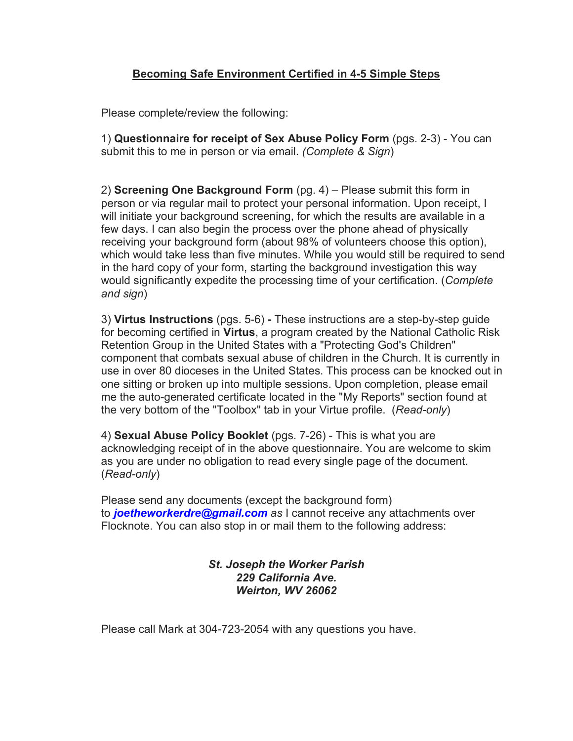# Becoming Safe Environment Certified in 4-5 Simple Steps

Please complete/review the following:

1) **Questionnaire for receipt of Sex Abuse Policy Form** (pgs. 2-3) - You can submit this to me in person or via email. *(Complete & Sign*)

2) **Screening One Background Form** (pg. 4) – Please submit this form in person or via regular mail to protect your personal information. Upon receipt, I will initiate your background screening, for which the results are available in a few days. I can also begin the process over the phone ahead of physically receiving your background form (about 98% of volunteers choose this option), which would take less than five minutes. While you would still be required to send in the hard copy of your form, starting the background investigation this way would significantly expedite the processing time of your certification. (*Complete and sign*)

3) **Virtus Instructions** (pgs. 5-6) **-** These instructions are a step-by-step guide for becoming certified in **Virtus**, a program created by the National Catholic Risk Retention Group in the United States with a "Protecting God's Children" component that combats sexual abuse of children in the Church. It is currently in use in over 80 dioceses in the United States. This process can be knocked out in one sitting or broken up into multiple sessions. Upon completion, please email me the auto-generated certificate located in the "My Reports" section found at the very bottom of the "Toolbox" tab in your Virtue profile. (*Read-only*)

4) **Sexual Abuse Policy Booklet** (pgs. 7-26) - This is what you are acknowledging receipt of in the above questionnaire. You are welcome to skim as you are under no obligation to read every single page of the document. (*Read-only*)

Please send any documents (except the background form) to ***joetheworkerdre@gmail.com*** *as* I cannot receive any attachments over Flocknote. You can also stop in or mail them to the following address:

***St. Joseph the Worker Parish***
***229 California Ave.***
***Weirton, WV 26062***

Please call Mark at 304-723-2054 with any questions you have.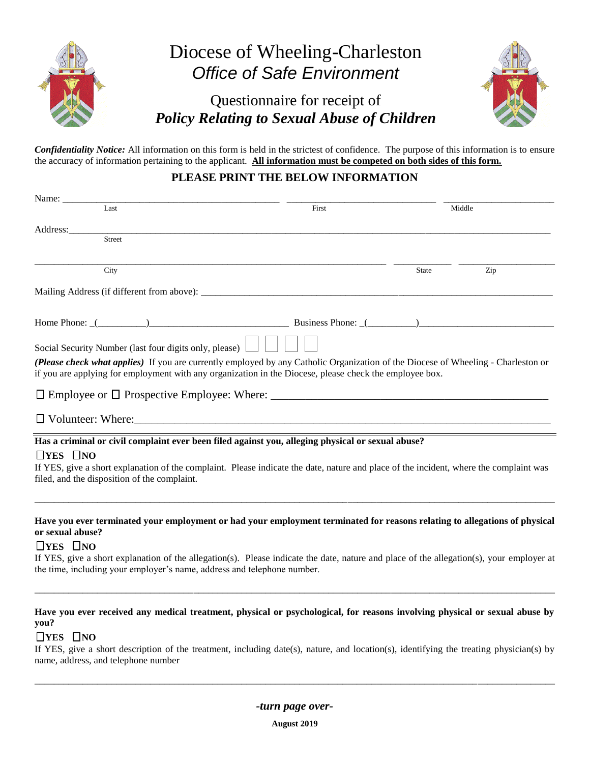# Diocese of Wheeling-Charleston

## *Office of Safe Environment*

## Questionnaire for receipt of ***Policy Relating to Sexual Abuse of Children***

***Confidentiality Notice:*** All information on this form is held in the strictest of confidence. The purpose of this information is to ensure the accuracy of information pertaining to the applicant. **All information must be competed on both sides of this form.**

**PLEASE PRINT THE BELOW INFORMATION**

Name: ______________________________ ______________________________ ______________________________
Last First Middle

Address: ____________________________________________________________________________
Street

____________________________________________________ ____________ ____________
City State Zip

Mailing Address (if different from above): ____________________________________________

Home Phone: _(__________)____________________ Business Phone: _(__________)____________________

Social Security Number (last four digits only, please) ☐ ☐ ☐ ☐

***(Please check what applies)*** If you are currently employed by any Catholic Organization of the Diocese of Wheeling - Charleston or if you are applying for employment with any organization in the Diocese, please check the employee box.

☐ Employee or ☐ Prospective Employee: Where: ____________________________________________

☐ Volunteer: Where: ____________________________________________

**Has a criminal or civil complaint ever been filed against you, alleging physical or sexual abuse?**

☐**YES** ☐**NO**

If YES, give a short explanation of the complaint. Please indicate the date, nature and place of the incident, where the complaint was filed, and the disposition of the complaint.

____________________________________________________________________________

**Have you ever terminated your employment or had your employment terminated for reasons relating to allegations of physical or sexual abuse?**

☐**YES** ☐**NO**

If YES, give a short explanation of the allegation(s). Please indicate the date, nature and place of the allegation(s), your employer at the time, including your employer's name, address and telephone number.

____________________________________________________________________________

**Have you ever received any medical treatment, physical or psychological, for reasons involving physical or sexual abuse by you?**

☐**YES** ☐**NO**

If YES, give a short description of the treatment, including date(s), nature, and location(s), identifying the treating physician(s) by name, address, and telephone number

____________________________________________________________________________

***-turn page over-***

**August 2019**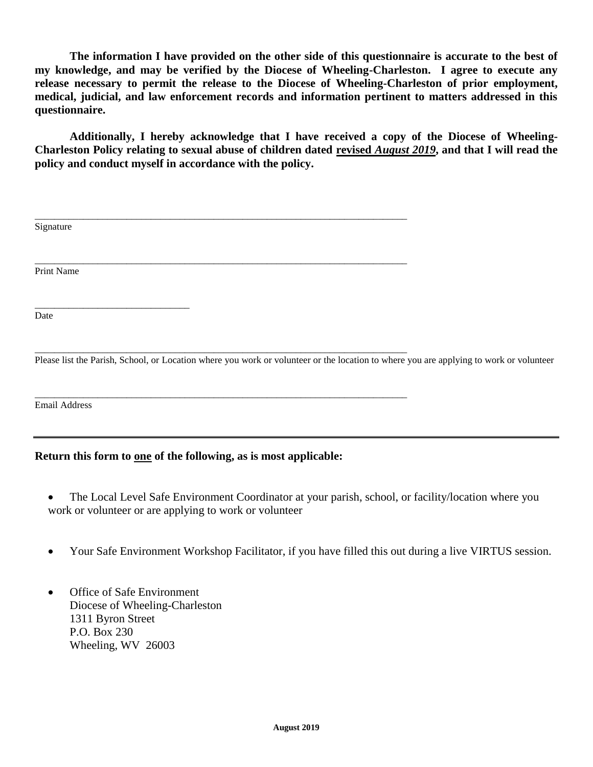**The information I have provided on the other side of this questionnaire is accurate to the best of my knowledge, and may be verified by the Diocese of Wheeling-Charleston. I agree to execute any release necessary to permit the release to the Diocese of Wheeling-Charleston of prior employment, medical, judicial, and law enforcement records and information pertinent to matters addressed in this questionnaire.**

**Additionally, I hereby acknowledge that I have received a copy of the Diocese of Wheeling-Charleston Policy relating to sexual abuse of children dated <u>revised *August 2019*</u>, and that I will read the policy and conduct myself in accordance with the policy.**

\_\_\_\_\_\_\_\_\_\_\_\_\_\_\_\_\_\_\_\_\_\_\_\_\_\_\_\_\_\_\_\_\_\_\_\_\_\_\_\_\_\_\_\_\_\_\_\_\_\_\_\_\_\_\_\_\_\_\_\_\_\_\_\_\_\_\_\_\_\_\_\_
Signature

\_\_\_\_\_\_\_\_\_\_\_\_\_\_\_\_\_\_\_\_\_\_\_\_\_\_\_\_\_\_\_\_\_\_\_\_\_\_\_\_\_\_\_\_\_\_\_\_\_\_\_\_\_\_\_\_\_\_\_\_\_\_\_\_\_\_\_\_\_\_\_\_
Print Name

\_\_\_\_\_\_\_\_\_\_\_\_\_\_\_\_\_\_\_\_\_\_\_\_\_\_\_\_\_\_\_
Date

\_\_\_\_\_\_\_\_\_\_\_\_\_\_\_\_\_\_\_\_\_\_\_\_\_\_\_\_\_\_\_\_\_\_\_\_\_\_\_\_\_\_\_\_\_\_\_\_\_\_\_\_\_\_\_\_\_\_\_\_\_\_\_\_\_\_\_\_\_\_\_\_
Please list the Parish, School, or Location where you work or volunteer or the location to where you are applying to work or volunteer

\_\_\_\_\_\_\_\_\_\_\_\_\_\_\_\_\_\_\_\_\_\_\_\_\_\_\_\_\_\_\_\_\_\_\_\_\_\_\_\_\_\_\_\_\_\_\_\_\_\_\_\_\_\_\_\_\_\_\_\_\_\_\_\_\_\_\_\_\_\_\_\_
Email Address

---

**Return this form to <u>one</u> of the following, as is most applicable:**

- The Local Level Safe Environment Coordinator at your parish, school, or facility/location where you work or volunteer or are applying to work or volunteer

- Your Safe Environment Workshop Facilitator, if you have filled this out during a live VIRTUS session.

- Office of Safe Environment
  Diocese of Wheeling-Charleston
  1311 Byron Street
  P.O. Box 230
  Wheeling, WV 26003

**August 2019**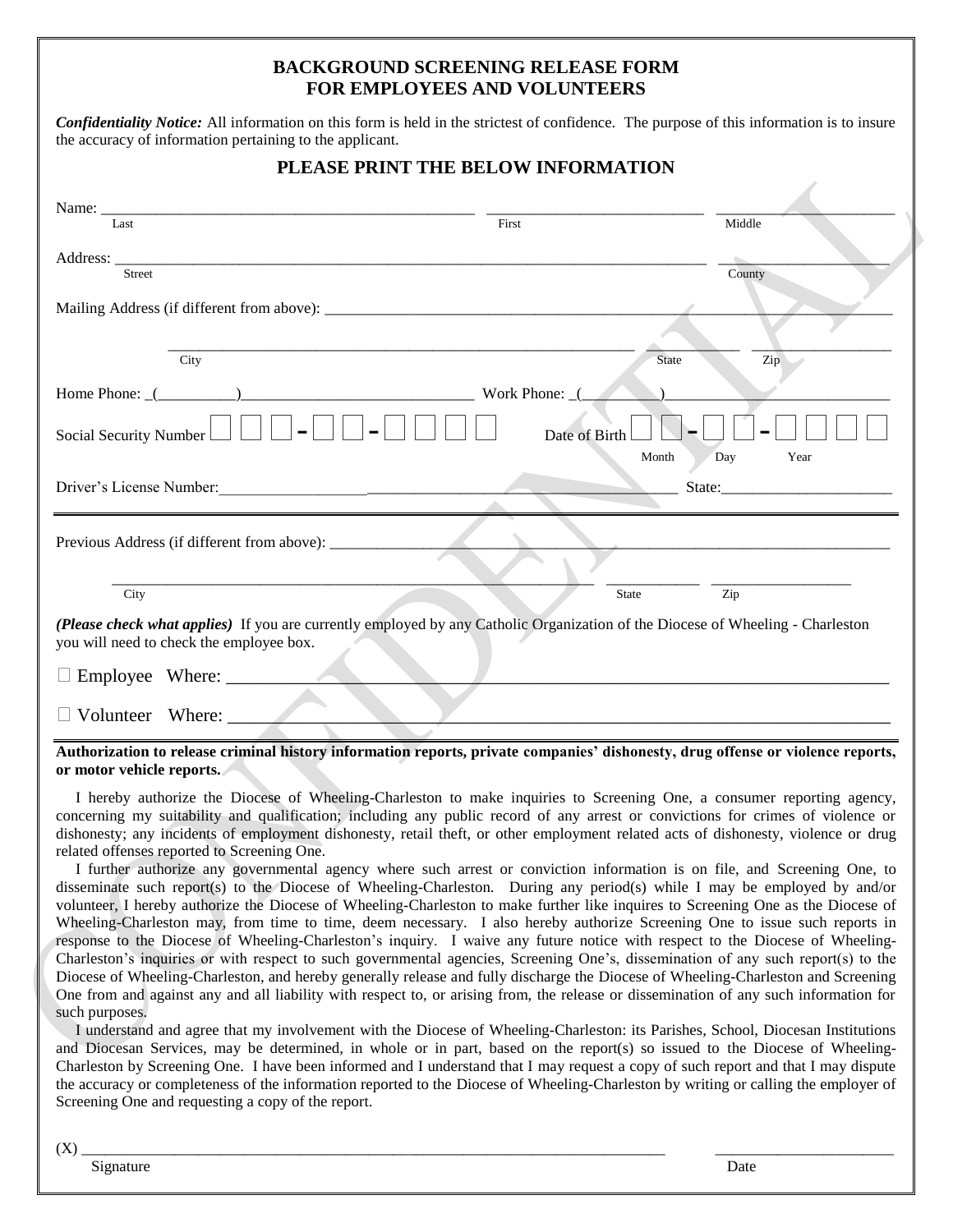# BACKGROUND SCREENING RELEASE FORM FOR EMPLOYEES AND VOLUNTEERS

***Confidentiality Notice:*** All information on this form is held in the strictest of confidence. The purpose of this information is to insure the accuracy of information pertaining to the applicant.

## PLEASE PRINT THE BELOW INFORMATION

Name: ______________________________ ______________________________ ______________________________
Last First Middle

Address: ______________________________ ______________________________
Street County

Mailing Address (if different from above): ______________________________

______________________________ ____________ ____________
City State Zip

Home Phone: (__________)______________________ Work Phone: (__________)______________________

Social Security Number ☐☐☐-☐☐-☐☐☐☐ Date of Birth ☐☐-☐☐-☐☐☐☐
Month Day Year

Driver's License Number:______________________________ State:____________________

---

Previous Address (if different from above): ______________________________

______________________________ ____________ ____________
City State Zip

***(Please check what applies)*** If you are currently employed by any Catholic Organization of the Diocese of Wheeling - Charleston you will need to check the employee box.

☐ Employee Where: ______________________________

☐ Volunteer Where: ______________________________

---

**Authorization to release criminal history information reports, private companies' dishonesty, drug offense or violence reports, or motor vehicle reports.**

I hereby authorize the Diocese of Wheeling-Charleston to make inquiries to Screening One, a consumer reporting agency, concerning my suitability and qualification; including any public record of any arrest or convictions for crimes of violence or dishonesty; any incidents of employment dishonesty, retail theft, or other employment related acts of dishonesty, violence or drug related offenses reported to Screening One.

I further authorize any governmental agency where such arrest or conviction information is on file, and Screening One, to disseminate such report(s) to the Diocese of Wheeling-Charleston. During any period(s) while I may be employed by and/or volunteer, I hereby authorize the Diocese of Wheeling-Charleston to make further like inquires to Screening One as the Diocese of Wheeling-Charleston may, from time to time, deem necessary. I also hereby authorize Screening One to issue such reports in response to the Diocese of Wheeling-Charleston's inquiry. I waive any future notice with respect to the Diocese of Wheeling-Charleston's inquiries or with respect to such governmental agencies, Screening One's, dissemination of any such report(s) to the Diocese of Wheeling-Charleston, and hereby generally release and fully discharge the Diocese of Wheeling-Charleston and Screening One from and against any and all liability with respect to, or arising from, the release or dissemination of any such information for such purposes.

I understand and agree that my involvement with the Diocese of Wheeling-Charleston: its Parishes, School, Diocesan Institutions and Diocesan Services, may be determined, in whole or in part, based on the report(s) so issued to the Diocese of Wheeling-Charleston by Screening One. I have been informed and I understand that I may request a copy of such report and that I may dispute the accuracy or completeness of the information reported to the Diocese of Wheeling-Charleston by writing or calling the employer of Screening One and requesting a copy of the report.

(X) ______________________________ ____________________
Signature Date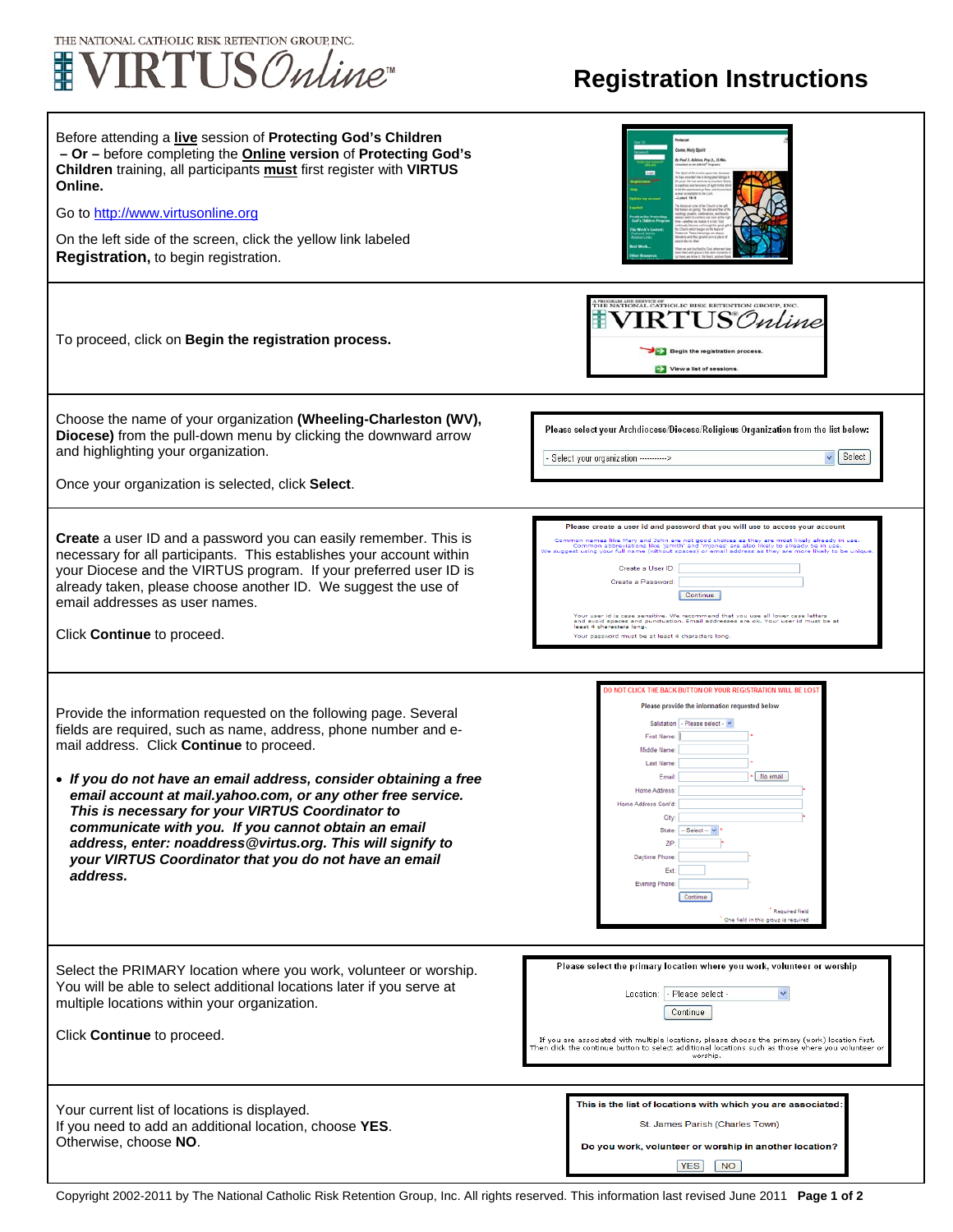THE NATIONAL CATHOLIC RISK RETENTION GROUP, INC.

VIRTUS Online™

# Registration Instructions

Before attending a **live** session of **Protecting God's Children** **– Or –** before completing the **Online** **version** of **Protecting God's Children** training, all participants **must** first register with **VIRTUS Online.**

Go to http://www.virtusonline.org

On the left side of the screen, click the yellow link labeled **Registration,** to begin registration.

---

To proceed, click on **Begin the registration process.**

---

Choose the name of your organization **(Wheeling-Charleston (WV), Diocese)** from the pull-down menu by clicking the downward arrow and highlighting your organization.

Once your organization is selected, click **Select**.

---

**Create** a user ID and a password you can easily remember. This is necessary for all participants. This establishes your account within your Diocese and the VIRTUS program. If your preferred user ID is already taken, please choose another ID. We suggest the use of email addresses as user names.

Click **Continue** to proceed.

---

Provide the information requested on the following page. Several fields are required, such as name, address, phone number and e-mail address. Click **Continue** to proceed.

- ***If you do not have an email address, consider obtaining a free email account at mail.yahoo.com, or any other free service. This is necessary for your VIRTUS Coordinator to communicate with you. If you cannot obtain an email address, enter: noaddress@virtus.org. This will signify to your VIRTUS Coordinator that you do not have an email address.***

---

Select the PRIMARY location where you work, volunteer or worship. You will be able to select additional locations later if you serve at multiple locations within your organization.

Click **Continue** to proceed.

---

Your current list of locations is displayed.
If you need to add an additional location, choose **YES**.
Otherwise, choose **NO**.

Copyright 2002-2011 by The National Catholic Risk Retention Group, Inc. All rights reserved. This information last revised June 2011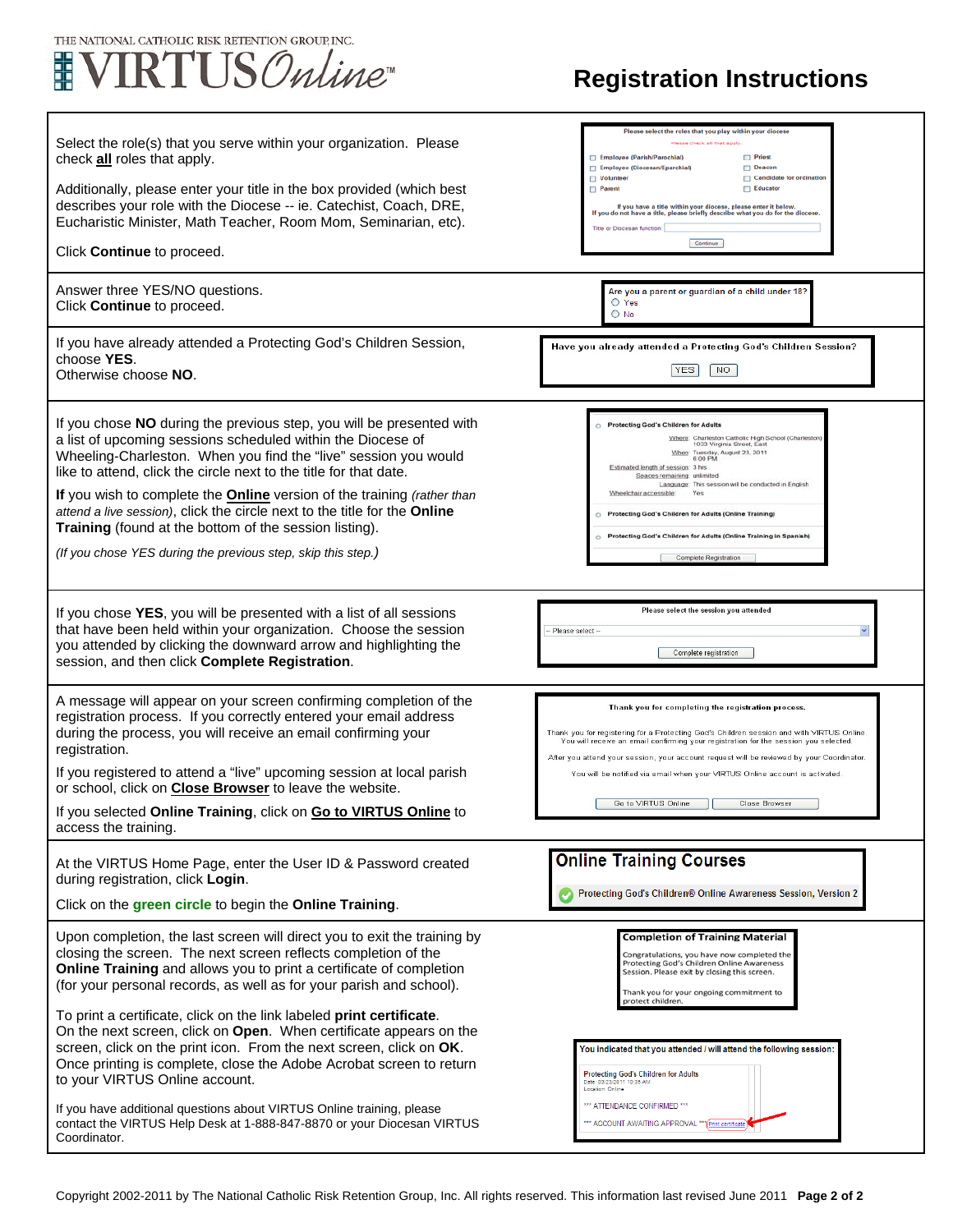THE NATIONAL CATHOLIC RISK RETENTION GROUP, INC.
VIRTUS Online™

# Registration Instructions

Select the role(s) that you serve within your organization. Please check **all** roles that apply.

Additionally, please enter your title in the box provided (which best describes your role with the Diocese -- ie. Catechist, Coach, DRE, Eucharistic Minister, Math Teacher, Room Mom, Seminarian, etc).

Click **Continue** to proceed.

Please select the roles that you play within your diocese
Please check all that apply.
- Employee (Parish/Parochial)
- Employee (Diocesan/Eparchial)
- Volunteer
- Parent
- Priest
- Deacon
- Candidate for ordination
- Educator

If you have a title within your diocese, please enter it below.
If you do not have a title, please briefly describe what you do for the diocese.
Title or Diocesan function:
Continue

---

Answer three YES/NO questions.
Click **Continue** to proceed.

Are you a parent or guardian of a child under 18?
- Yes
- No

---

If you have already attended a Protecting God's Children Session, choose **YES**.
Otherwise choose **NO**.

Have you already attended a Protecting God's Children Session?
YES NO

---

If you chose **NO** during the previous step, you will be presented with a list of upcoming sessions scheduled within the Diocese of Wheeling-Charleston. When you find the "live" session you would like to attend, click the circle next to the title for that date.

**If** you wish to complete the **Online** version of the training *(rather than attend a live session)*, click the circle next to the title for the **Online Training** (found at the bottom of the session listing).

*(If you chose YES during the previous step, skip this step.)*

Protecting God's Children for Adults
Where: Charleston Catholic High School (Charleston) 1033 Virginia Street, East
When: Tuesday, August 23, 2011 6:00 PM
Estimated length of session: 3 hrs
Spaces remaining: unlimited
Language: This session will be conducted in English
Wheelchair accessible: Yes

Protecting God's Children for Adults (Online Training)

Protecting God's Children for Adults (Online Training in Spanish)

Complete Registration

---

If you chose **YES**, you will be presented with a list of all sessions that have been held within your organization. Choose the session you attended by clicking the downward arrow and highlighting the session, and then click **Complete Registration**.

Please select the session you attended
-- Please select --
Complete registration

---

A message will appear on your screen confirming completion of the registration process. If you correctly entered your email address during the process, you will receive an email confirming your registration.

If you registered to attend a "live" upcoming session at local parish or school, click on **Close Browser** to leave the website.

If you selected **Online Training**, click on **Go to VIRTUS Online** to access the training.

Thank you for completing the registration process.

Thank you for registering for a Protecting God's Children session and with VIRTUS Online. You will receive an email confirming your registration for the session you selected.

After you attend your session, your account request will be reviewed by your Coordinator.

You will be notified via email when your VIRTUS Online account is activated.

Go to VIRTUS Online | Close Browser

---

At the VIRTUS Home Page, enter the User ID & Password created during registration, click **Login**.

Click on the **green circle** to begin the **Online Training**.

**Online Training Courses**
Protecting God's Children® Online Awareness Session, Version 2

---

Upon completion, the last screen will direct you to exit the training by closing the screen. The next screen reflects completion of the **Online Training** and allows you to print a certificate of completion (for your personal records, as well as for your parish and school).

To print a certificate, click on the link labeled **print certificate**. On the next screen, click on **Open**. When certificate appears on the screen, click on the print icon. From the next screen, click on **OK**. Once printing is complete, close the Adobe Acrobat screen to return to your VIRTUS Online account.

If you have additional questions about VIRTUS Online training, please contact the VIRTUS Help Desk at 1-888-847-8870 or your Diocesan VIRTUS Coordinator.

**Completion of Training Material**
Congratulations, you have now completed the Protecting God's Children Online Awareness Session. Please exit by closing this screen.

Thank you for your ongoing commitment to protect children.

You indicated that you attended / will attend the following session:
Protecting God's Children for Adults
Date: 03/23/2011 10:35 AM
Location: Online
*** ATTENDANCE CONFIRMED ***
*** ACCOUNT AWAITING APPROVAL *** Print certificate

Copyright 2002-2011 by The National Catholic Risk Retention Group, Inc. All rights reserved. This information last revised June 2011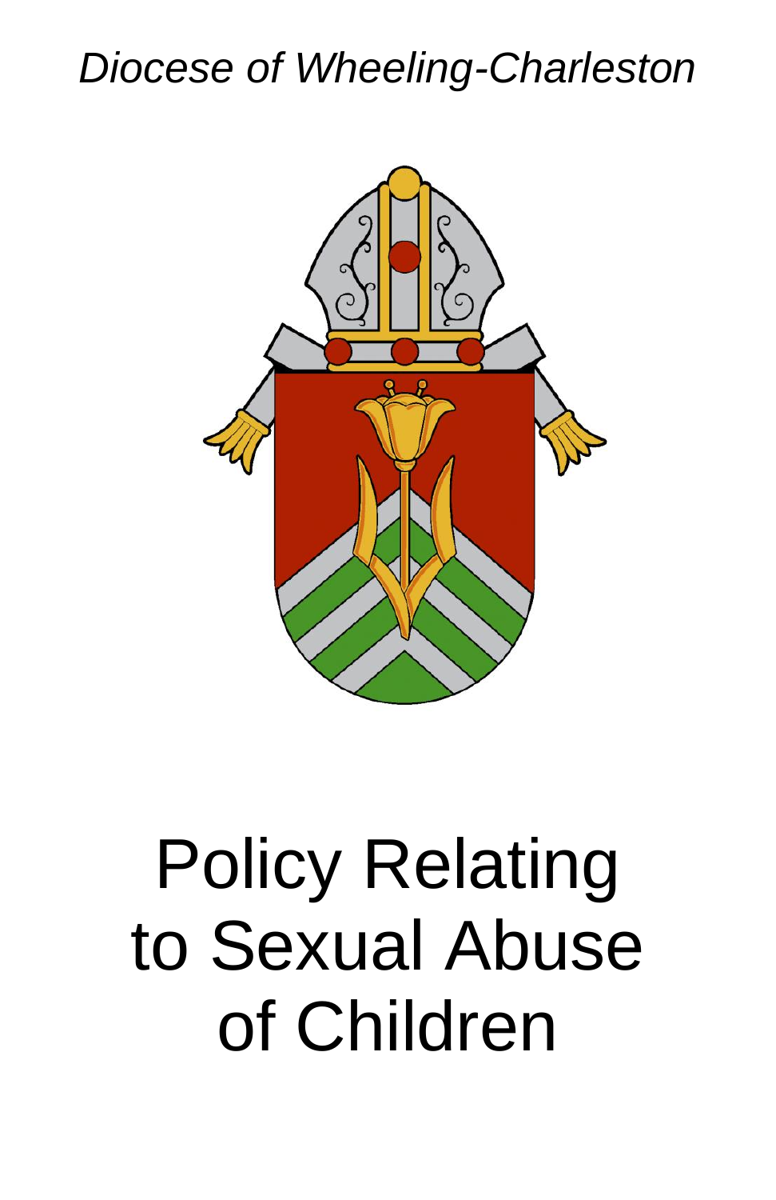*Diocese of Wheeling-Charleston*

# Policy Relating to Sexual Abuse of Children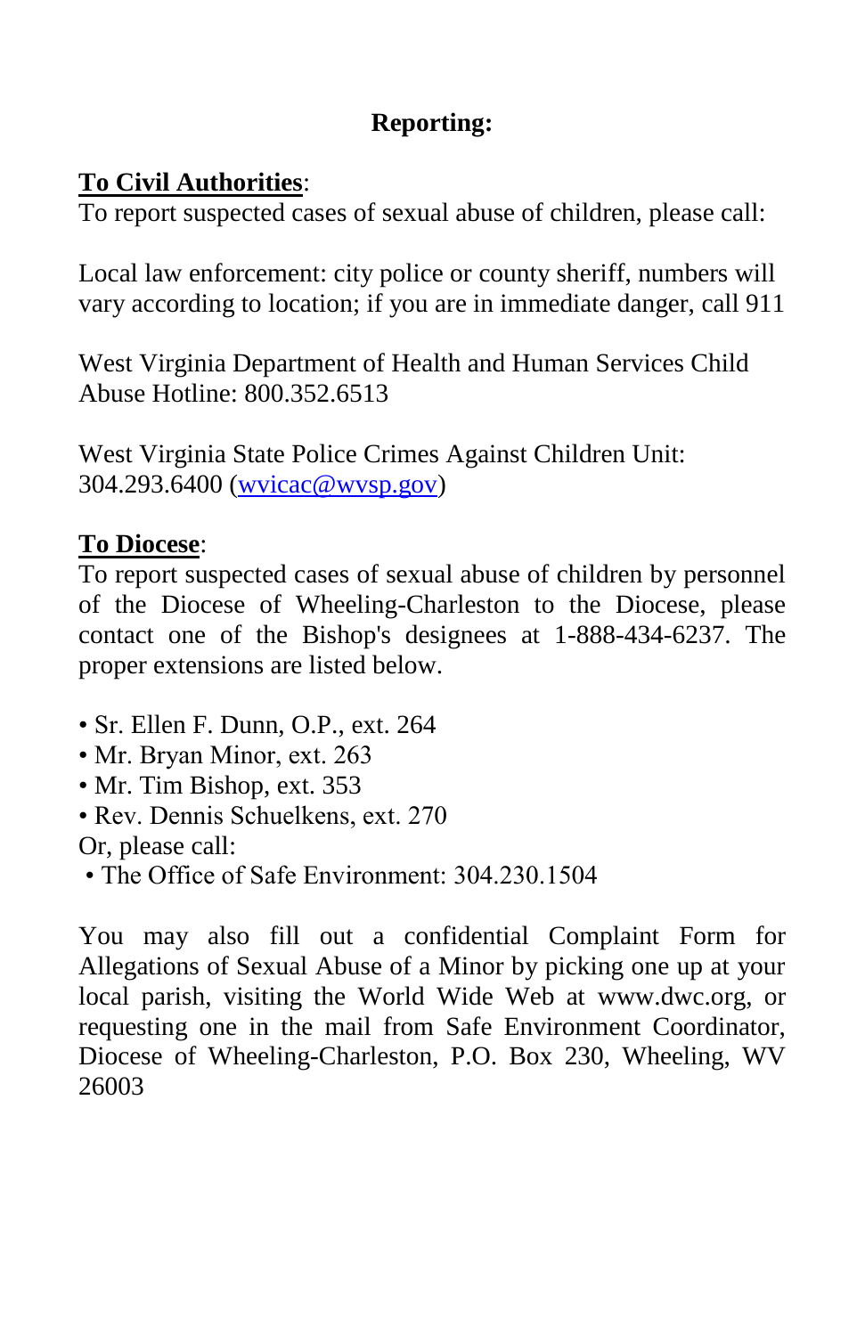## Reporting:

**To Civil Authorities**:
To report suspected cases of sexual abuse of children, please call:

Local law enforcement: city police or county sheriff, numbers will vary according to location; if you are in immediate danger, call 911

West Virginia Department of Health and Human Services Child Abuse Hotline: 800.352.6513

West Virginia State Police Crimes Against Children Unit: 304.293.6400 (wvicac@wvsp.gov)

**To Diocese**:
To report suspected cases of sexual abuse of children by personnel of the Diocese of Wheeling-Charleston to the Diocese, please contact one of the Bishop's designees at 1-888-434-6237. The proper extensions are listed below.

- Sr. Ellen F. Dunn, O.P., ext. 264
- Mr. Bryan Minor, ext. 263
- Mr. Tim Bishop, ext. 353
- Rev. Dennis Schuelkens, ext. 270

Or, please call:

- The Office of Safe Environment: 304.230.1504

You may also fill out a confidential Complaint Form for Allegations of Sexual Abuse of a Minor by picking one up at your local parish, visiting the World Wide Web at www.dwc.org, or requesting one in the mail from Safe Environment Coordinator, Diocese of Wheeling-Charleston, P.O. Box 230, Wheeling, WV 26003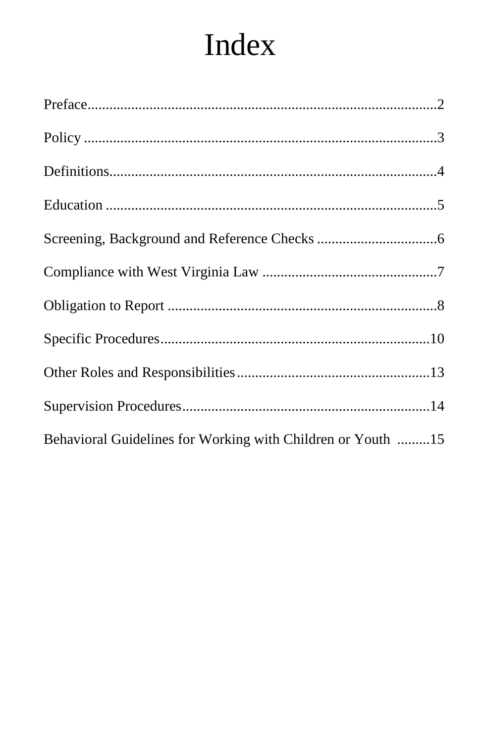# Index

Preface...............................................................................................2

Policy .................................................................................................3

Definitions..........................................................................................4

Education ..........................................................................................5

Screening, Background and Reference Checks .................................6

Compliance with West Virginia Law ................................................7

Obligation to Report ..........................................................................8

Specific Procedures..........................................................................10

Other Roles and Responsibilities.....................................................13

Supervision Procedures....................................................................14

Behavioral Guidelines for Working with Children or Youth .........15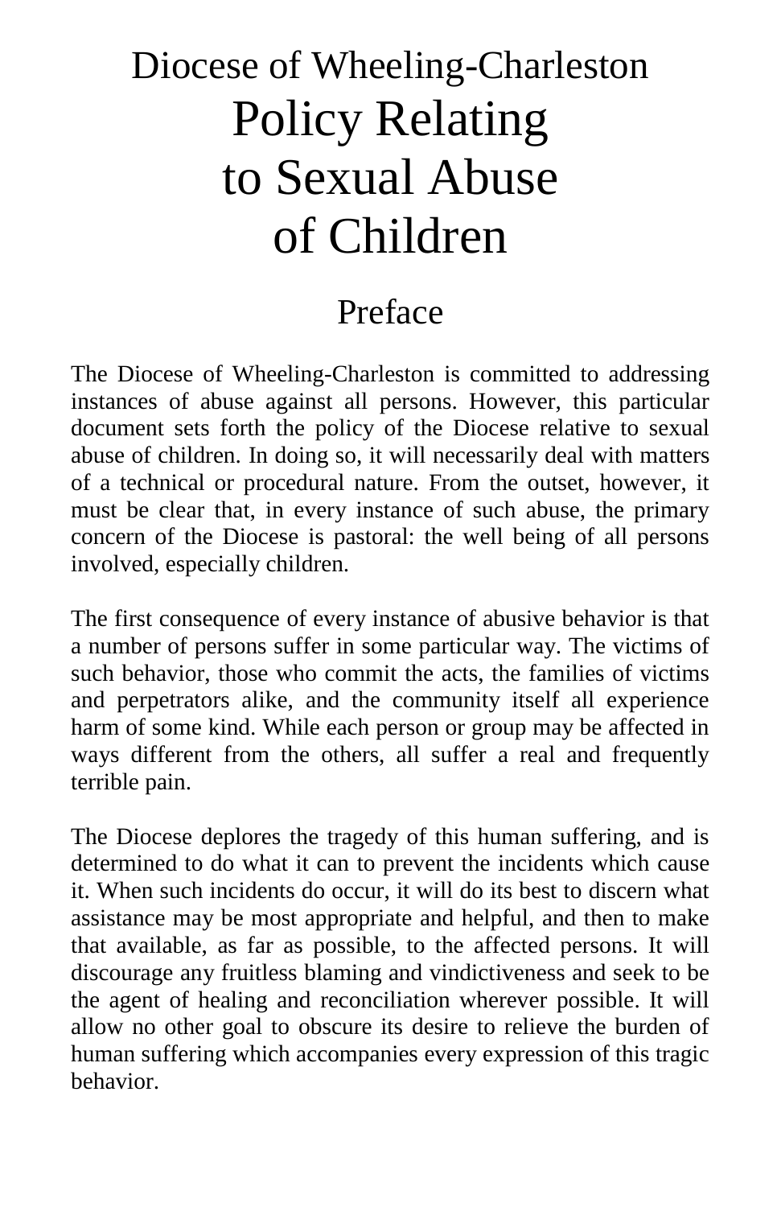# Diocese of Wheeling-Charleston Policy Relating to Sexual Abuse of Children

## Preface

The Diocese of Wheeling-Charleston is committed to addressing instances of abuse against all persons. However, this particular document sets forth the policy of the Diocese relative to sexual abuse of children. In doing so, it will necessarily deal with matters of a technical or procedural nature. From the outset, however, it must be clear that, in every instance of such abuse, the primary concern of the Diocese is pastoral: the well being of all persons involved, especially children.

The first consequence of every instance of abusive behavior is that a number of persons suffer in some particular way. The victims of such behavior, those who commit the acts, the families of victims and perpetrators alike, and the community itself all experience harm of some kind. While each person or group may be affected in ways different from the others, all suffer a real and frequently terrible pain.

The Diocese deplores the tragedy of this human suffering, and is determined to do what it can to prevent the incidents which cause it. When such incidents do occur, it will do its best to discern what assistance may be most appropriate and helpful, and then to make that available, as far as possible, to the affected persons. It will discourage any fruitless blaming and vindictiveness and seek to be the agent of healing and reconciliation wherever possible. It will allow no other goal to obscure its desire to relieve the burden of human suffering which accompanies every expression of this tragic behavior.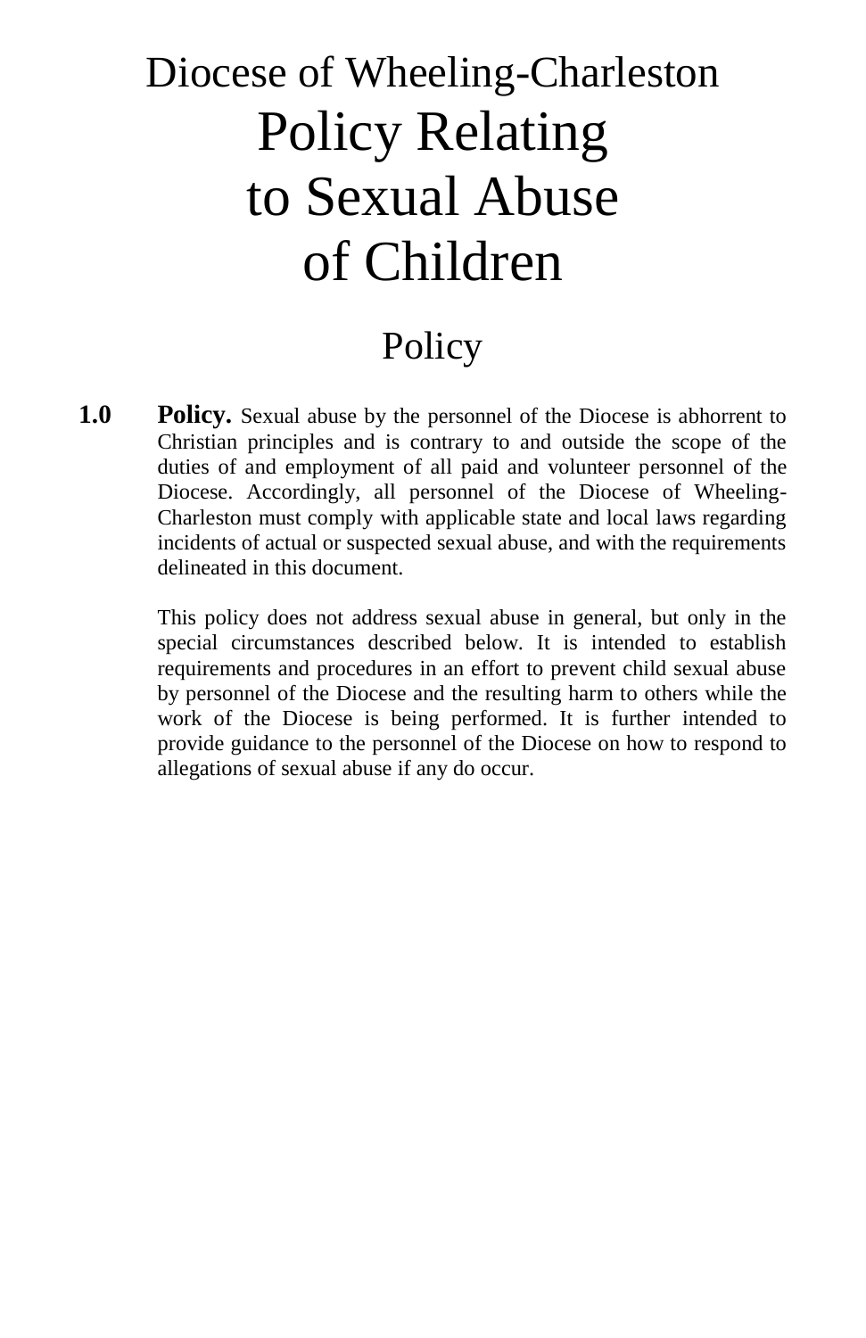# Diocese of Wheeling-Charleston
# Policy Relating to Sexual Abuse of Children

## Policy

**1.0 Policy.** Sexual abuse by the personnel of the Diocese is abhorrent to Christian principles and is contrary to and outside the scope of the duties of and employment of all paid and volunteer personnel of the Diocese. Accordingly, all personnel of the Diocese of Wheeling-Charleston must comply with applicable state and local laws regarding incidents of actual or suspected sexual abuse, and with the requirements delineated in this document.

This policy does not address sexual abuse in general, but only in the special circumstances described below. It is intended to establish requirements and procedures in an effort to prevent child sexual abuse by personnel of the Diocese and the resulting harm to others while the work of the Diocese is being performed. It is further intended to provide guidance to the personnel of the Diocese on how to respond to allegations of sexual abuse if any do occur.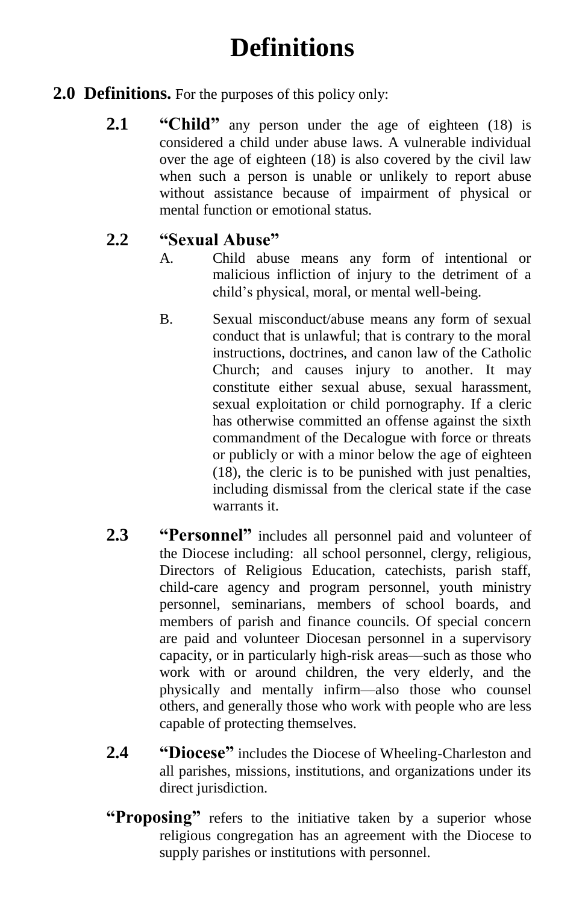# Definitions

**2.0 Definitions.** For the purposes of this policy only:

**2.1 "Child"** any person under the age of eighteen (18) is considered a child under abuse laws. A vulnerable individual over the age of eighteen (18) is also covered by the civil law when such a person is unable or unlikely to report abuse without assistance because of impairment of physical or mental function or emotional status.

**2.2 "Sexual Abuse"**

A. Child abuse means any form of intentional or malicious infliction of injury to the detriment of a child's physical, moral, or mental well-being.

B. Sexual misconduct/abuse means any form of sexual conduct that is unlawful; that is contrary to the moral instructions, doctrines, and canon law of the Catholic Church; and causes injury to another. It may constitute either sexual abuse, sexual harassment, sexual exploitation or child pornography. If a cleric has otherwise committed an offense against the sixth commandment of the Decalogue with force or threats or publicly or with a minor below the age of eighteen (18), the cleric is to be punished with just penalties, including dismissal from the clerical state if the case warrants it.

**2.3 "Personnel"** includes all personnel paid and volunteer of the Diocese including: all school personnel, clergy, religious, Directors of Religious Education, catechists, parish staff, child-care agency and program personnel, youth ministry personnel, seminarians, members of school boards, and members of parish and finance councils. Of special concern are paid and volunteer Diocesan personnel in a supervisory capacity, or in particularly high-risk areas—such as those who work with or around children, the very elderly, and the physically and mentally infirm—also those who counsel others, and generally those who work with people who are less capable of protecting themselves.

**2.4 "Diocese"** includes the Diocese of Wheeling-Charleston and all parishes, missions, institutions, and organizations under its direct jurisdiction.

**"Proposing"** refers to the initiative taken by a superior whose religious congregation has an agreement with the Diocese to supply parishes or institutions with personnel.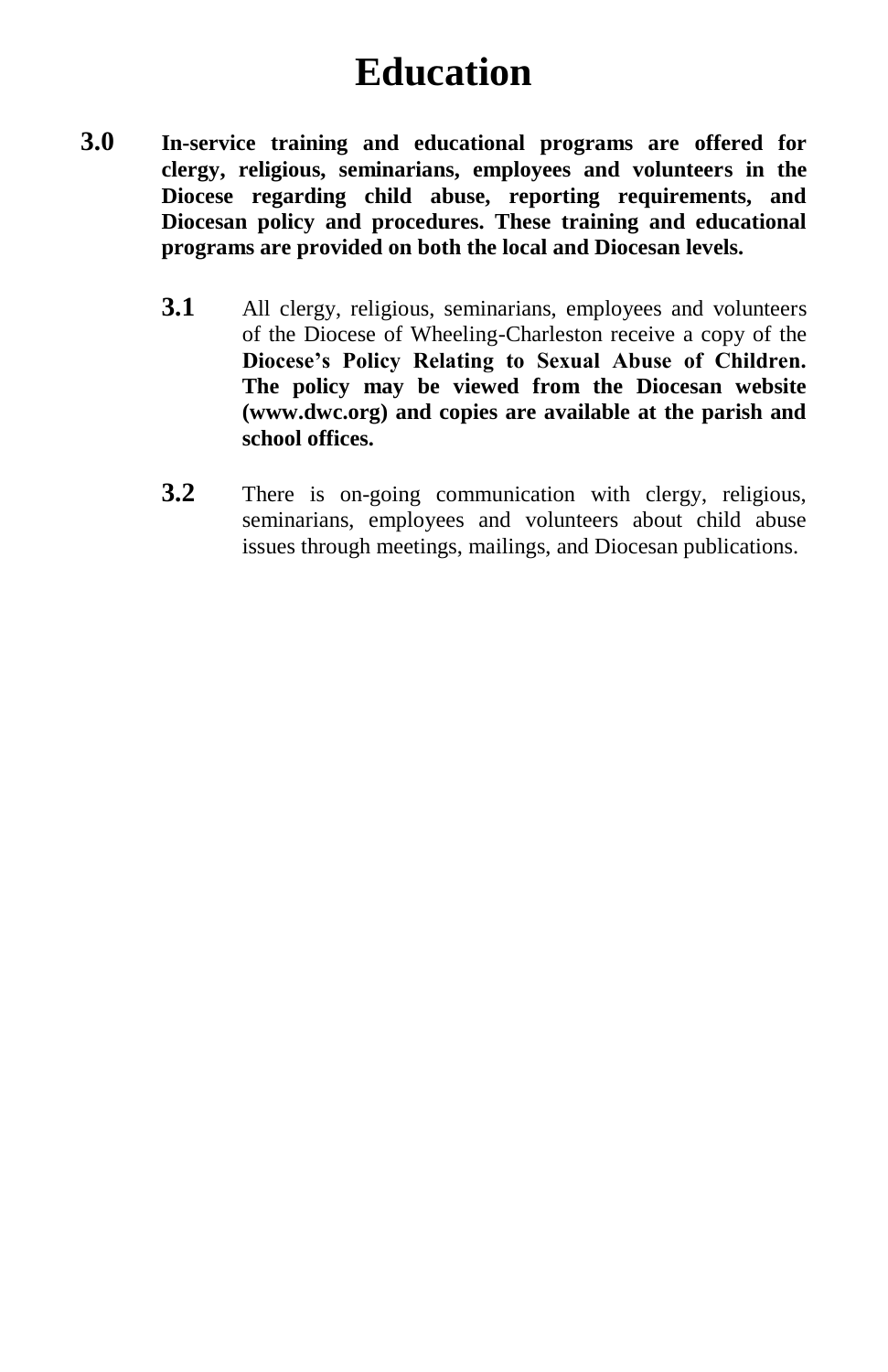# Education

**3.0** **In-service training and educational programs are offered for clergy, religious, seminarians, employees and volunteers in the Diocese regarding child abuse, reporting requirements, and Diocesan policy and procedures. These training and educational programs are provided on both the local and Diocesan levels.**

**3.1** All clergy, religious, seminarians, employees and volunteers of the Diocese of Wheeling-Charleston receive a copy of the **Diocese's Policy Relating to Sexual Abuse of Children. The policy may be viewed from the Diocesan website (www.dwc.org) and copies are available at the parish and school offices.**

**3.2** There is on-going communication with clergy, religious, seminarians, employees and volunteers about child abuse issues through meetings, mailings, and Diocesan publications.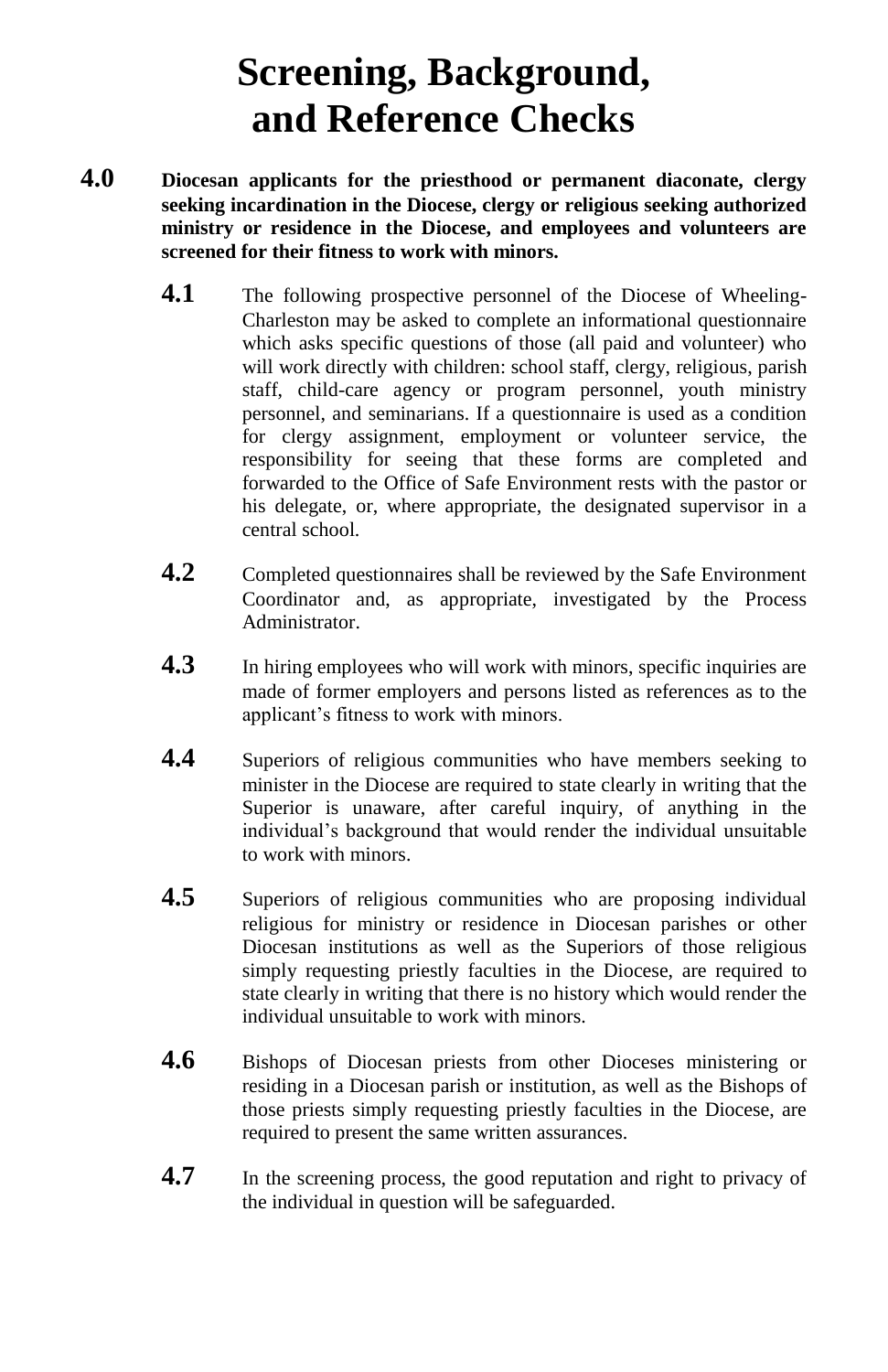# Screening, Background, and Reference Checks

**4.0 Diocesan applicants for the priesthood or permanent diaconate, clergy seeking incardination in the Diocese, clergy or religious seeking authorized ministry or residence in the Diocese, and employees and volunteers are screened for their fitness to work with minors.**

**4.1** The following prospective personnel of the Diocese of Wheeling-Charleston may be asked to complete an informational questionnaire which asks specific questions of those (all paid and volunteer) who will work directly with children: school staff, clergy, religious, parish staff, child-care agency or program personnel, youth ministry personnel, and seminarians. If a questionnaire is used as a condition for clergy assignment, employment or volunteer service, the responsibility for seeing that these forms are completed and forwarded to the Office of Safe Environment rests with the pastor or his delegate, or, where appropriate, the designated supervisor in a central school.

**4.2** Completed questionnaires shall be reviewed by the Safe Environment Coordinator and, as appropriate, investigated by the Process Administrator.

**4.3** In hiring employees who will work with minors, specific inquiries are made of former employers and persons listed as references as to the applicant's fitness to work with minors.

**4.4** Superiors of religious communities who have members seeking to minister in the Diocese are required to state clearly in writing that the Superior is unaware, after careful inquiry, of anything in the individual's background that would render the individual unsuitable to work with minors.

**4.5** Superiors of religious communities who are proposing individual religious for ministry or residence in Diocesan parishes or other Diocesan institutions as well as the Superiors of those religious simply requesting priestly faculties in the Diocese, are required to state clearly in writing that there is no history which would render the individual unsuitable to work with minors.

**4.6** Bishops of Diocesan priests from other Dioceses ministering or residing in a Diocesan parish or institution, as well as the Bishops of those priests simply requesting priestly faculties in the Diocese, are required to present the same written assurances.

**4.7** In the screening process, the good reputation and right to privacy of the individual in question will be safeguarded.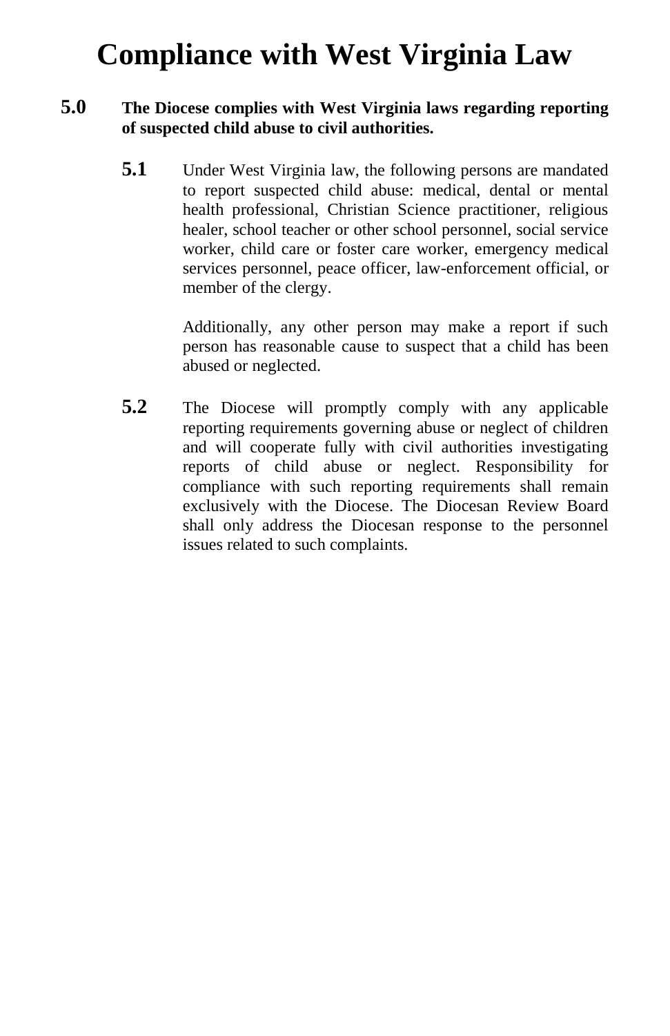# Compliance with West Virginia Law

**5.0 The Diocese complies with West Virginia laws regarding reporting of suspected child abuse to civil authorities.**

**5.1** Under West Virginia law, the following persons are mandated to report suspected child abuse: medical, dental or mental health professional, Christian Science practitioner, religious healer, school teacher or other school personnel, social service worker, child care or foster care worker, emergency medical services personnel, peace officer, law-enforcement official, or member of the clergy.

Additionally, any other person may make a report if such person has reasonable cause to suspect that a child has been abused or neglected.

**5.2** The Diocese will promptly comply with any applicable reporting requirements governing abuse or neglect of children and will cooperate fully with civil authorities investigating reports of child abuse or neglect. Responsibility for compliance with such reporting requirements shall remain exclusively with the Diocese. The Diocesan Review Board shall only address the Diocesan response to the personnel issues related to such complaints.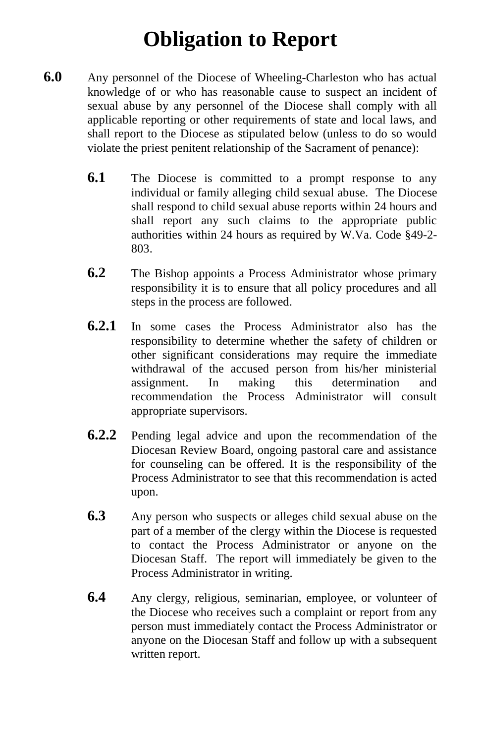# Obligation to Report

**6.0** Any personnel of the Diocese of Wheeling-Charleston who has actual knowledge of or who has reasonable cause to suspect an incident of sexual abuse by any personnel of the Diocese shall comply with all applicable reporting or other requirements of state and local laws, and shall report to the Diocese as stipulated below (unless to do so would violate the priest penitent relationship of the Sacrament of penance):

**6.1** The Diocese is committed to a prompt response to any individual or family alleging child sexual abuse. The Diocese shall respond to child sexual abuse reports within 24 hours and shall report any such claims to the appropriate public authorities within 24 hours as required by W.Va. Code §49-2-803.

**6.2** The Bishop appoints a Process Administrator whose primary responsibility it is to ensure that all policy procedures and all steps in the process are followed.

**6.2.1** In some cases the Process Administrator also has the responsibility to determine whether the safety of children or other significant considerations may require the immediate withdrawal of the accused person from his/her ministerial assignment. In making this determination and recommendation the Process Administrator will consult appropriate supervisors.

**6.2.2** Pending legal advice and upon the recommendation of the Diocesan Review Board, ongoing pastoral care and assistance for counseling can be offered. It is the responsibility of the Process Administrator to see that this recommendation is acted upon.

**6.3** Any person who suspects or alleges child sexual abuse on the part of a member of the clergy within the Diocese is requested to contact the Process Administrator or anyone on the Diocesan Staff. The report will immediately be given to the Process Administrator in writing.

**6.4** Any clergy, religious, seminarian, employee, or volunteer of the Diocese who receives such a complaint or report from any person must immediately contact the Process Administrator or anyone on the Diocesan Staff and follow up with a subsequent written report.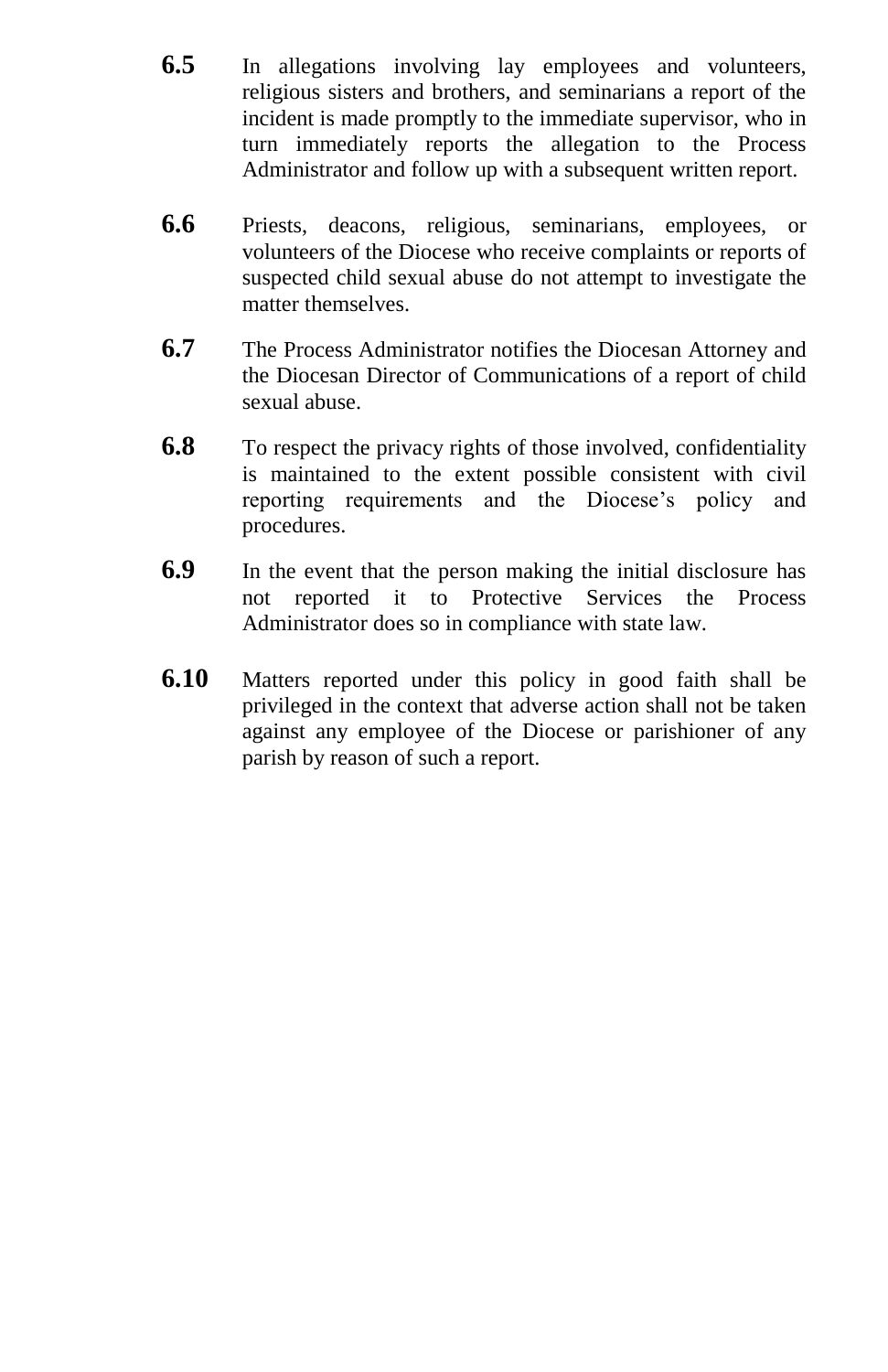**6.5** In allegations involving lay employees and volunteers, religious sisters and brothers, and seminarians a report of the incident is made promptly to the immediate supervisor, who in turn immediately reports the allegation to the Process Administrator and follow up with a subsequent written report.

**6.6** Priests, deacons, religious, seminarians, employees, or volunteers of the Diocese who receive complaints or reports of suspected child sexual abuse do not attempt to investigate the matter themselves.

**6.7** The Process Administrator notifies the Diocesan Attorney and the Diocesan Director of Communications of a report of child sexual abuse.

**6.8** To respect the privacy rights of those involved, confidentiality is maintained to the extent possible consistent with civil reporting requirements and the Diocese's policy and procedures.

**6.9** In the event that the person making the initial disclosure has not reported it to Protective Services the Process Administrator does so in compliance with state law.

**6.10** Matters reported under this policy in good faith shall be privileged in the context that adverse action shall not be taken against any employee of the Diocese or parishioner of any parish by reason of such a report.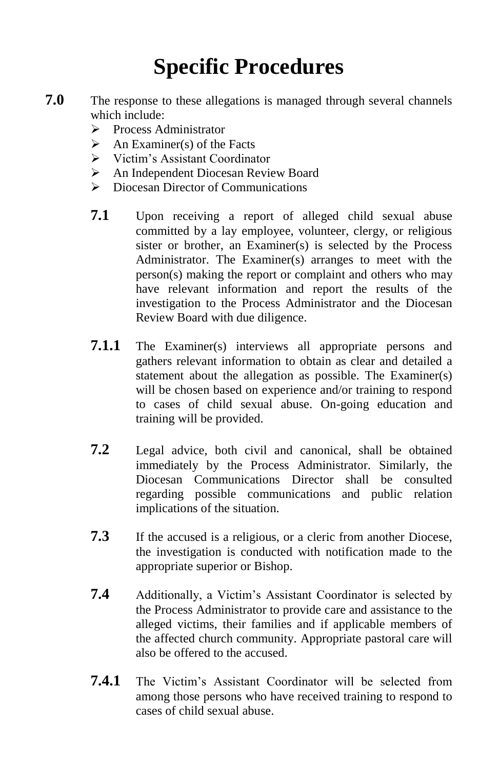# Specific Procedures

**7.0** The response to these allegations is managed through several channels which include:

- Process Administrator
- An Examiner(s) of the Facts
- Victim's Assistant Coordinator
- An Independent Diocesan Review Board
- Diocesan Director of Communications

**7.1** Upon receiving a report of alleged child sexual abuse committed by a lay employee, volunteer, clergy, or religious sister or brother, an Examiner(s) is selected by the Process Administrator. The Examiner(s) arranges to meet with the person(s) making the report or complaint and others who may have relevant information and report the results of the investigation to the Process Administrator and the Diocesan Review Board with due diligence.

**7.1.1** The Examiner(s) interviews all appropriate persons and gathers relevant information to obtain as clear and detailed a statement about the allegation as possible. The Examiner(s) will be chosen based on experience and/or training to respond to cases of child sexual abuse. On-going education and training will be provided.

**7.2** Legal advice, both civil and canonical, shall be obtained immediately by the Process Administrator. Similarly, the Diocesan Communications Director shall be consulted regarding possible communications and public relation implications of the situation.

**7.3** If the accused is a religious, or a cleric from another Diocese, the investigation is conducted with notification made to the appropriate superior or Bishop.

**7.4** Additionally, a Victim's Assistant Coordinator is selected by the Process Administrator to provide care and assistance to the alleged victims, their families and if applicable members of the affected church community. Appropriate pastoral care will also be offered to the accused.

**7.4.1** The Victim's Assistant Coordinator will be selected from among those persons who have received training to respond to cases of child sexual abuse.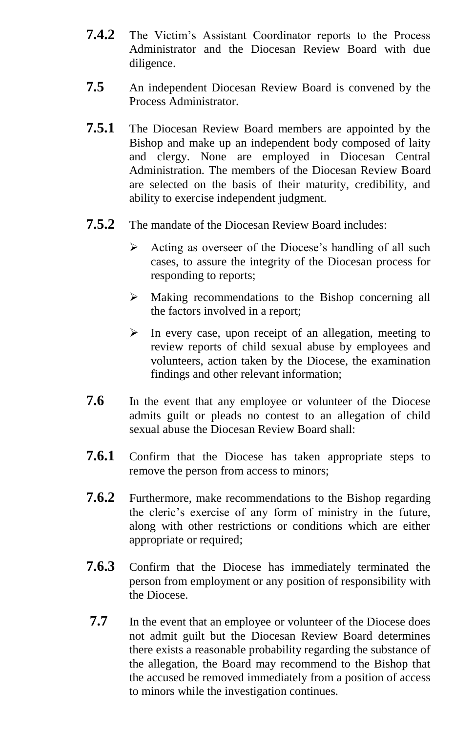**7.4.2** The Victim's Assistant Coordinator reports to the Process Administrator and the Diocesan Review Board with due diligence.

**7.5** An independent Diocesan Review Board is convened by the Process Administrator.

**7.5.1** The Diocesan Review Board members are appointed by the Bishop and make up an independent body composed of laity and clergy. None are employed in Diocesan Central Administration. The members of the Diocesan Review Board are selected on the basis of their maturity, credibility, and ability to exercise independent judgment.

**7.5.2** The mandate of the Diocesan Review Board includes:

- Acting as overseer of the Diocese's handling of all such cases, to assure the integrity of the Diocesan process for responding to reports;
- Making recommendations to the Bishop concerning all the factors involved in a report;
- In every case, upon receipt of an allegation, meeting to review reports of child sexual abuse by employees and volunteers, action taken by the Diocese, the examination findings and other relevant information;

**7.6** In the event that any employee or volunteer of the Diocese admits guilt or pleads no contest to an allegation of child sexual abuse the Diocesan Review Board shall:

**7.6.1** Confirm that the Diocese has taken appropriate steps to remove the person from access to minors;

**7.6.2** Furthermore, make recommendations to the Bishop regarding the cleric's exercise of any form of ministry in the future, along with other restrictions or conditions which are either appropriate or required;

**7.6.3** Confirm that the Diocese has immediately terminated the person from employment or any position of responsibility with the Diocese.

**7.7** In the event that an employee or volunteer of the Diocese does not admit guilt but the Diocesan Review Board determines there exists a reasonable probability regarding the substance of the allegation, the Board may recommend to the Bishop that the accused be removed immediately from a position of access to minors while the investigation continues.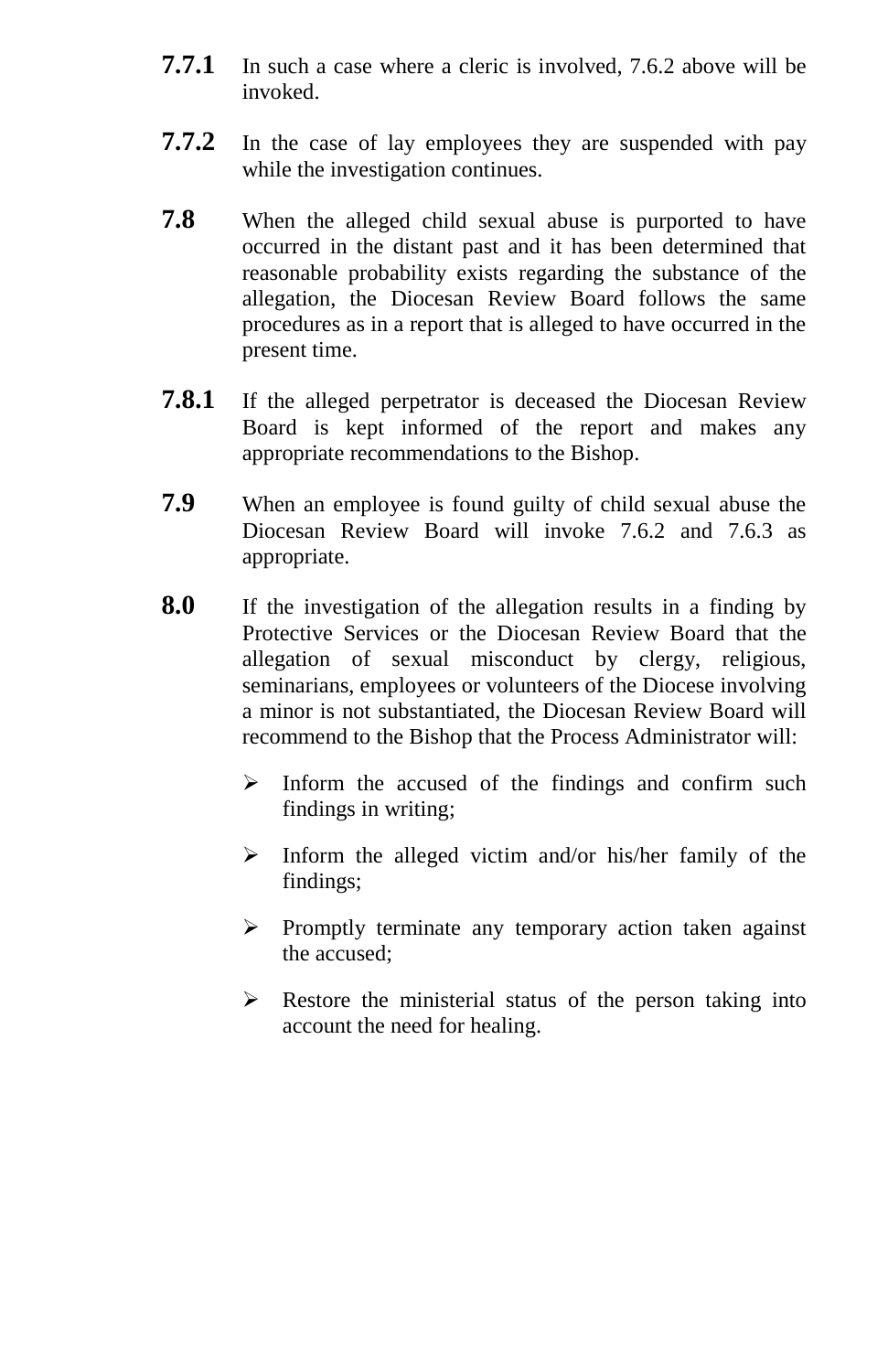**7.7.1** In such a case where a cleric is involved, 7.6.2 above will be invoked.

**7.7.2** In the case of lay employees they are suspended with pay while the investigation continues.

**7.8** When the alleged child sexual abuse is purported to have occurred in the distant past and it has been determined that reasonable probability exists regarding the substance of the allegation, the Diocesan Review Board follows the same procedures as in a report that is alleged to have occurred in the present time.

**7.8.1** If the alleged perpetrator is deceased the Diocesan Review Board is kept informed of the report and makes any appropriate recommendations to the Bishop.

**7.9** When an employee is found guilty of child sexual abuse the Diocesan Review Board will invoke 7.6.2 and 7.6.3 as appropriate.

**8.0** If the investigation of the allegation results in a finding by Protective Services or the Diocesan Review Board that the allegation of sexual misconduct by clergy, religious, seminarians, employees or volunteers of the Diocese involving a minor is not substantiated, the Diocesan Review Board will recommend to the Bishop that the Process Administrator will:

- Inform the accused of the findings and confirm such findings in writing;
- Inform the alleged victim and/or his/her family of the findings;
- Promptly terminate any temporary action taken against the accused;
- Restore the ministerial status of the person taking into account the need for healing.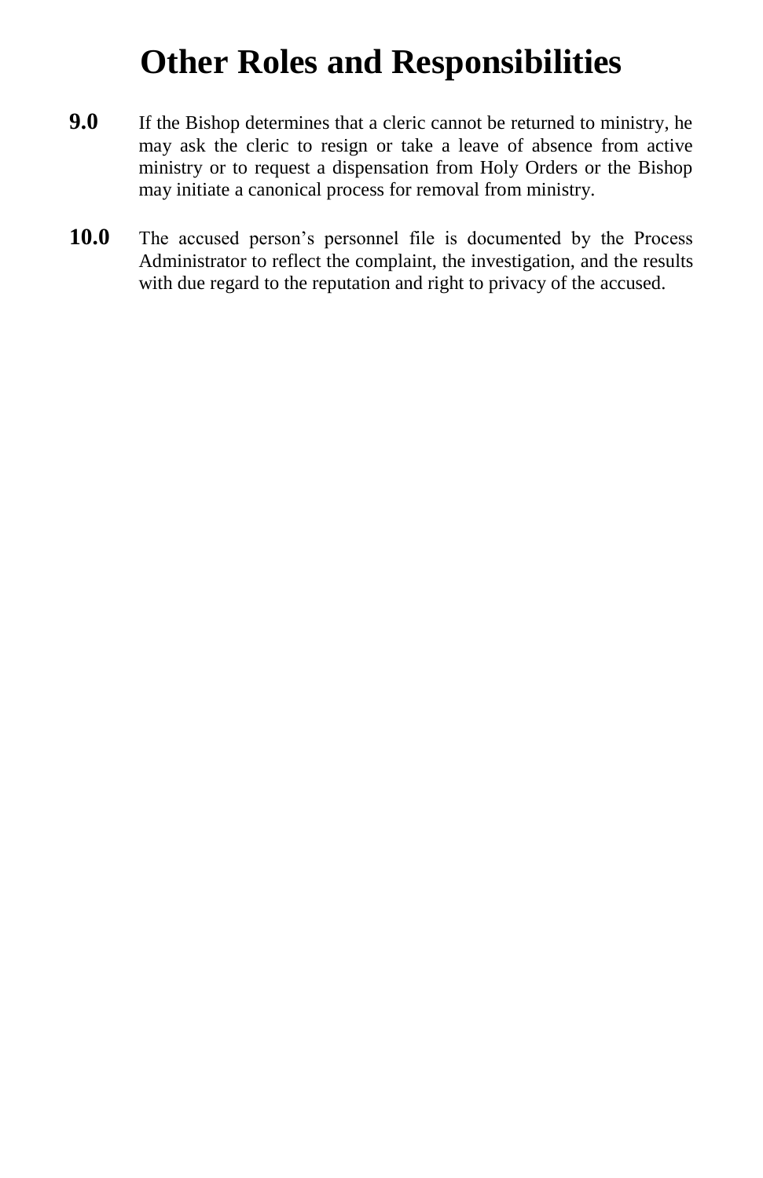# Other Roles and Responsibilities

**9.0** If the Bishop determines that a cleric cannot be returned to ministry, he may ask the cleric to resign or take a leave of absence from active ministry or to request a dispensation from Holy Orders or the Bishop may initiate a canonical process for removal from ministry.

**10.0** The accused person's personnel file is documented by the Process Administrator to reflect the complaint, the investigation, and the results with due regard to the reputation and right to privacy of the accused.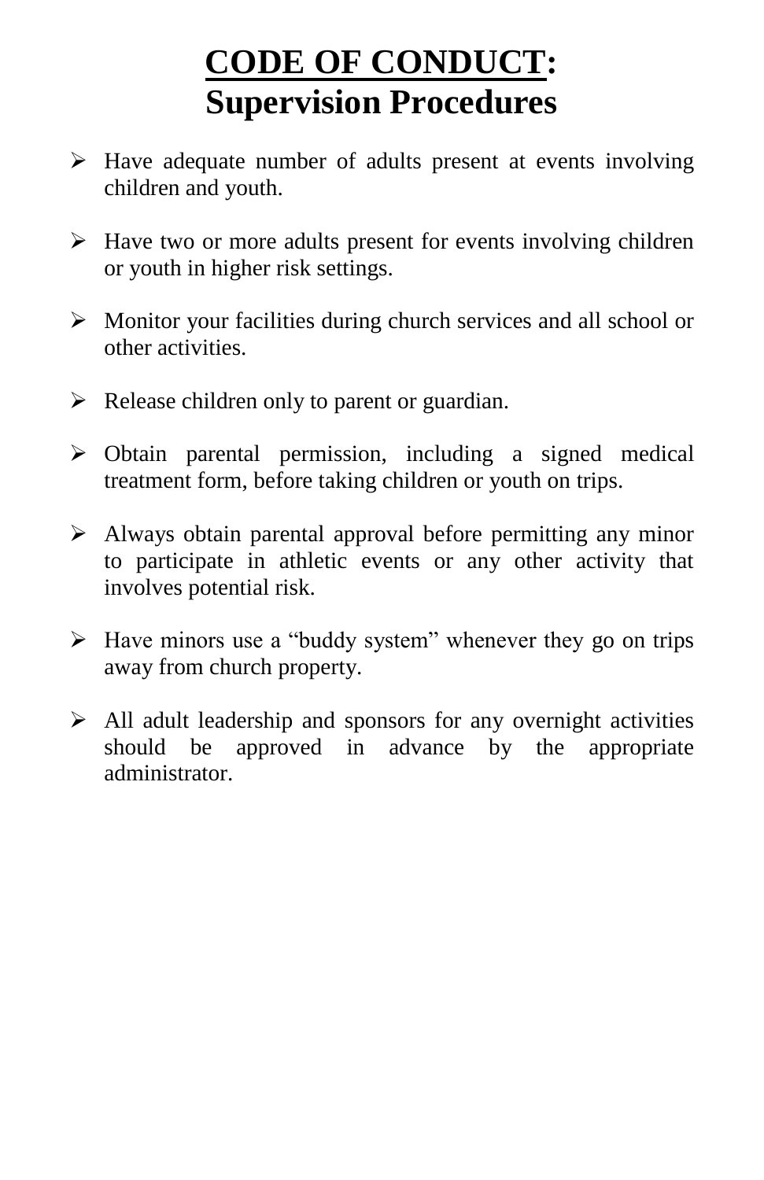# CODE OF CONDUCT: Supervision Procedures

- Have adequate number of adults present at events involving children and youth.

- Have two or more adults present for events involving children or youth in higher risk settings.

- Monitor your facilities during church services and all school or other activities.

- Release children only to parent or guardian.

- Obtain parental permission, including a signed medical treatment form, before taking children or youth on trips.

- Always obtain parental approval before permitting any minor to participate in athletic events or any other activity that involves potential risk.

- Have minors use a "buddy system" whenever they go on trips away from church property.

- All adult leadership and sponsors for any overnight activities should be approved in advance by the appropriate administrator.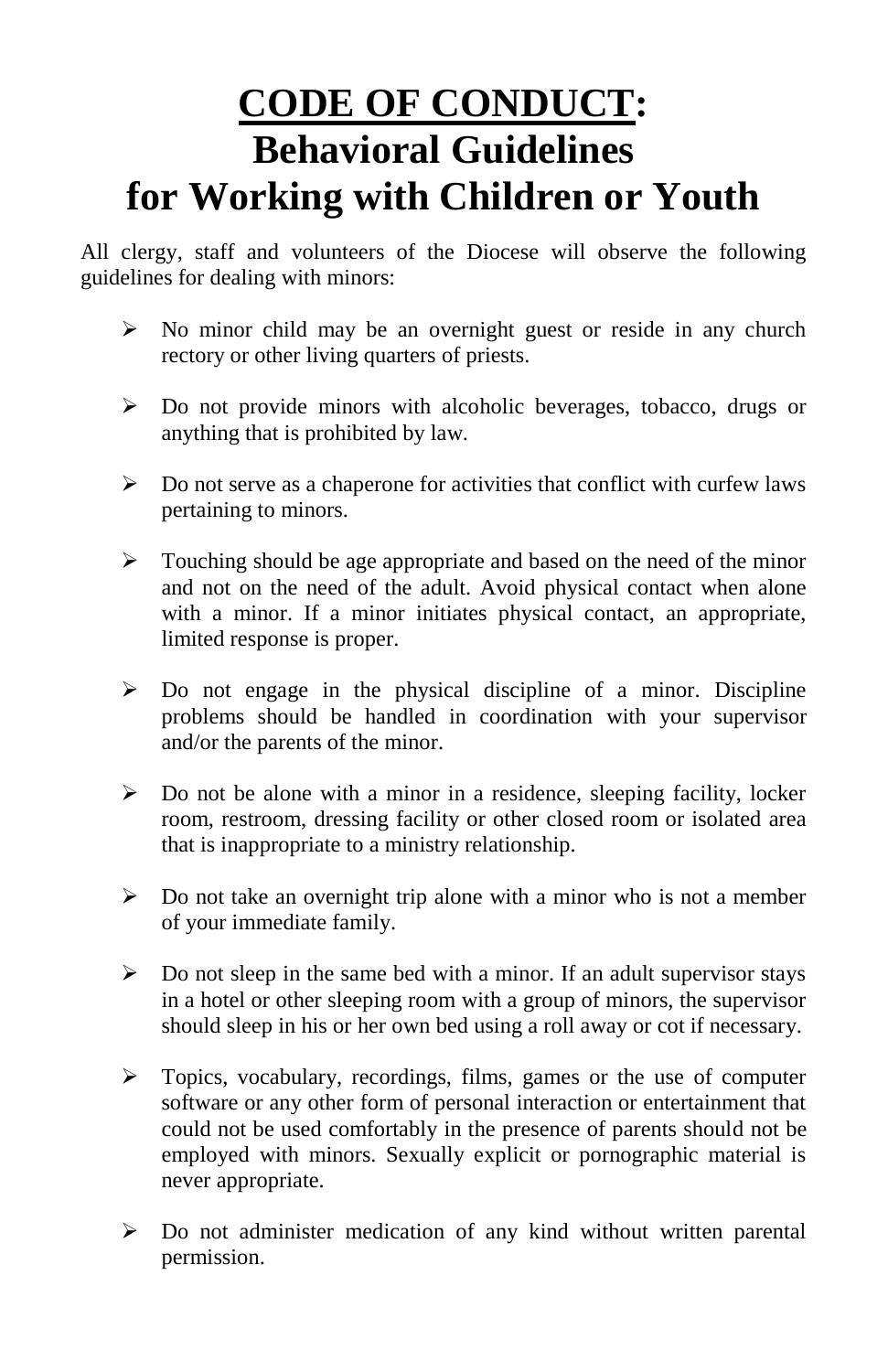# <u>CODE OF CONDUCT</u>: Behavioral Guidelines for Working with Children or Youth

All clergy, staff and volunteers of the Diocese will observe the following guidelines for dealing with minors:

- No minor child may be an overnight guest or reside in any church rectory or other living quarters of priests.
- Do not provide minors with alcoholic beverages, tobacco, drugs or anything that is prohibited by law.
- Do not serve as a chaperone for activities that conflict with curfew laws pertaining to minors.
- Touching should be age appropriate and based on the need of the minor and not on the need of the adult. Avoid physical contact when alone with a minor. If a minor initiates physical contact, an appropriate, limited response is proper.
- Do not engage in the physical discipline of a minor. Discipline problems should be handled in coordination with your supervisor and/or the parents of the minor.
- Do not be alone with a minor in a residence, sleeping facility, locker room, restroom, dressing facility or other closed room or isolated area that is inappropriate to a ministry relationship.
- Do not take an overnight trip alone with a minor who is not a member of your immediate family.
- Do not sleep in the same bed with a minor. If an adult supervisor stays in a hotel or other sleeping room with a group of minors, the supervisor should sleep in his or her own bed using a roll away or cot if necessary.
- Topics, vocabulary, recordings, films, games or the use of computer software or any other form of personal interaction or entertainment that could not be used comfortably in the presence of parents should not be employed with minors. Sexually explicit or pornographic material is never appropriate.
- Do not administer medication of any kind without written parental permission.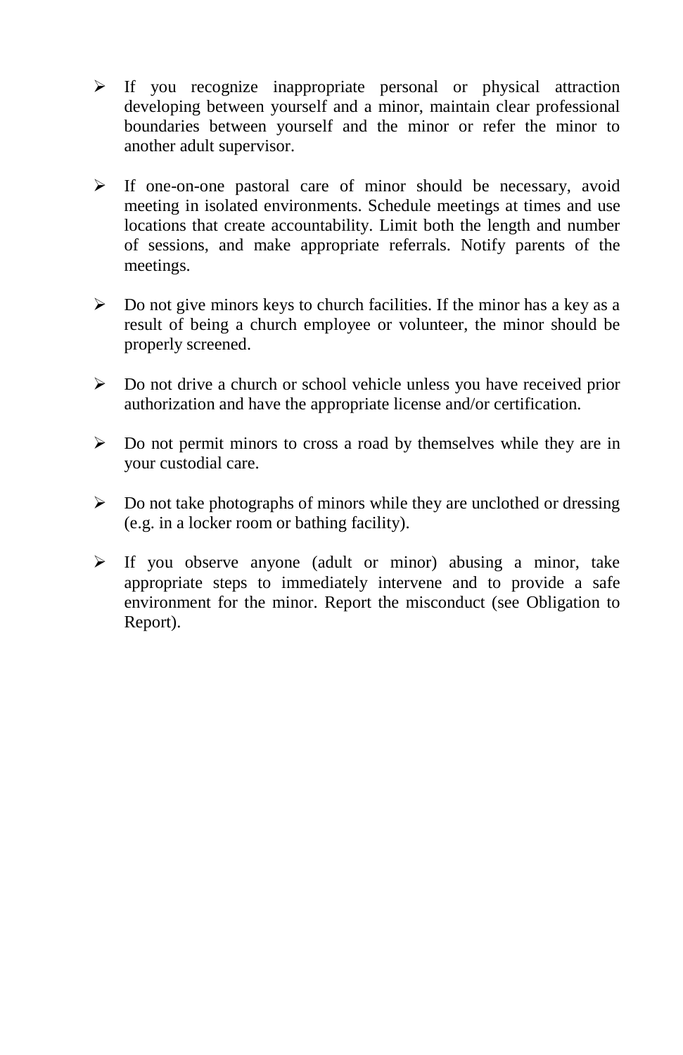- If you recognize inappropriate personal or physical attraction developing between yourself and a minor, maintain clear professional boundaries between yourself and the minor or refer the minor to another adult supervisor.

- If one-on-one pastoral care of minor should be necessary, avoid meeting in isolated environments. Schedule meetings at times and use locations that create accountability. Limit both the length and number of sessions, and make appropriate referrals. Notify parents of the meetings.

- Do not give minors keys to church facilities. If the minor has a key as a result of being a church employee or volunteer, the minor should be properly screened.

- Do not drive a church or school vehicle unless you have received prior authorization and have the appropriate license and/or certification.

- Do not permit minors to cross a road by themselves while they are in your custodial care.

- Do not take photographs of minors while they are unclothed or dressing (e.g. in a locker room or bathing facility).

- If you observe anyone (adult or minor) abusing a minor, take appropriate steps to immediately intervene and to provide a safe environment for the minor. Report the misconduct (see Obligation to Report).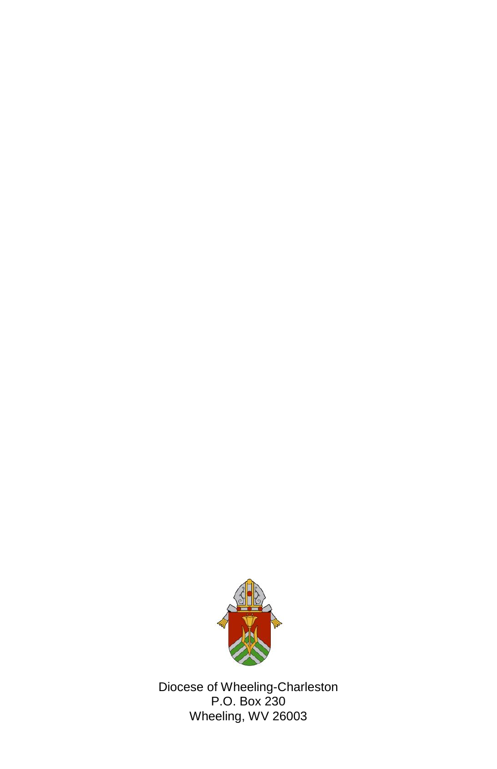Diocese of Wheeling-Charleston
P.O. Box 230
Wheeling, WV 26003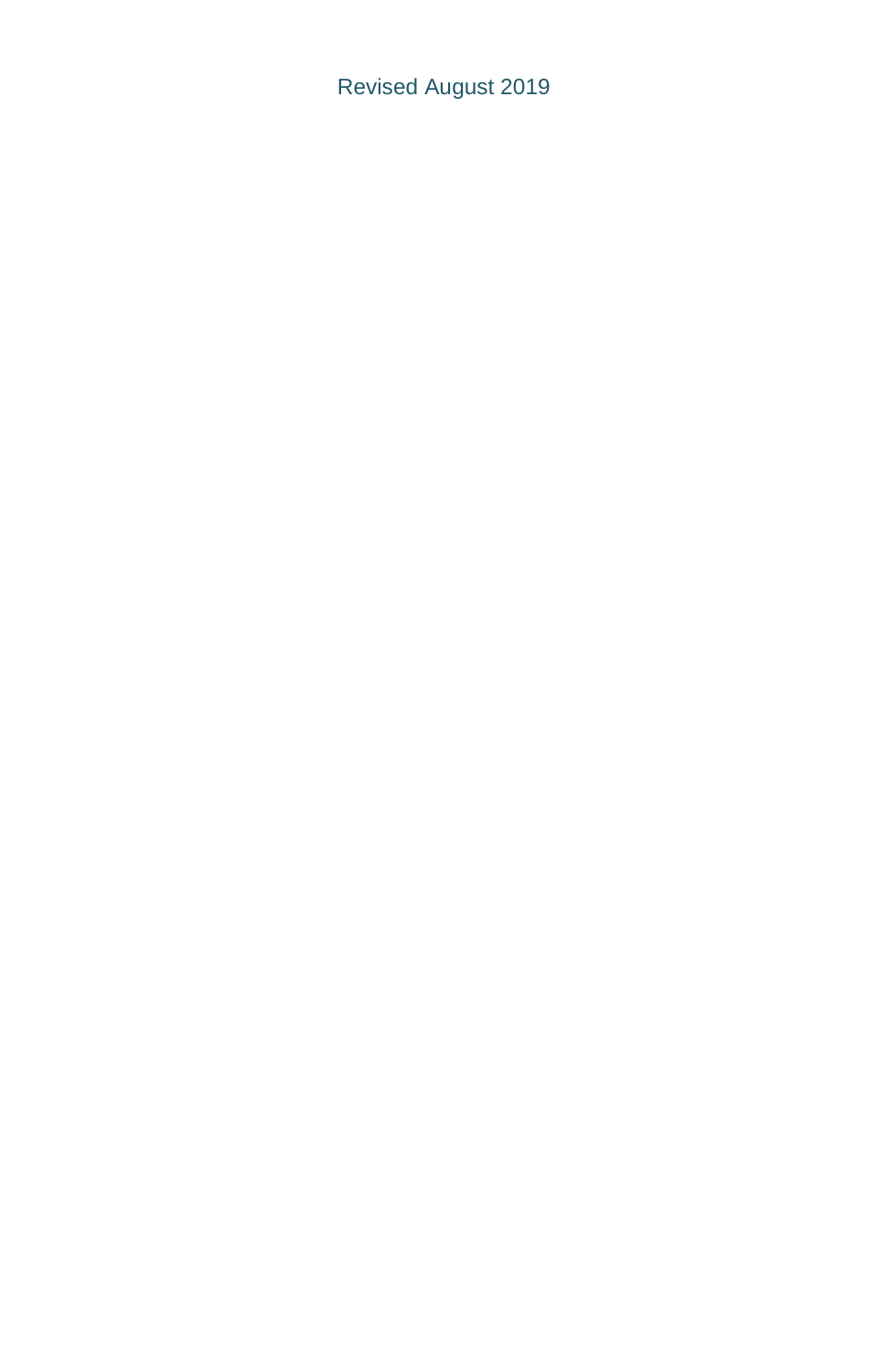Revised August 2019